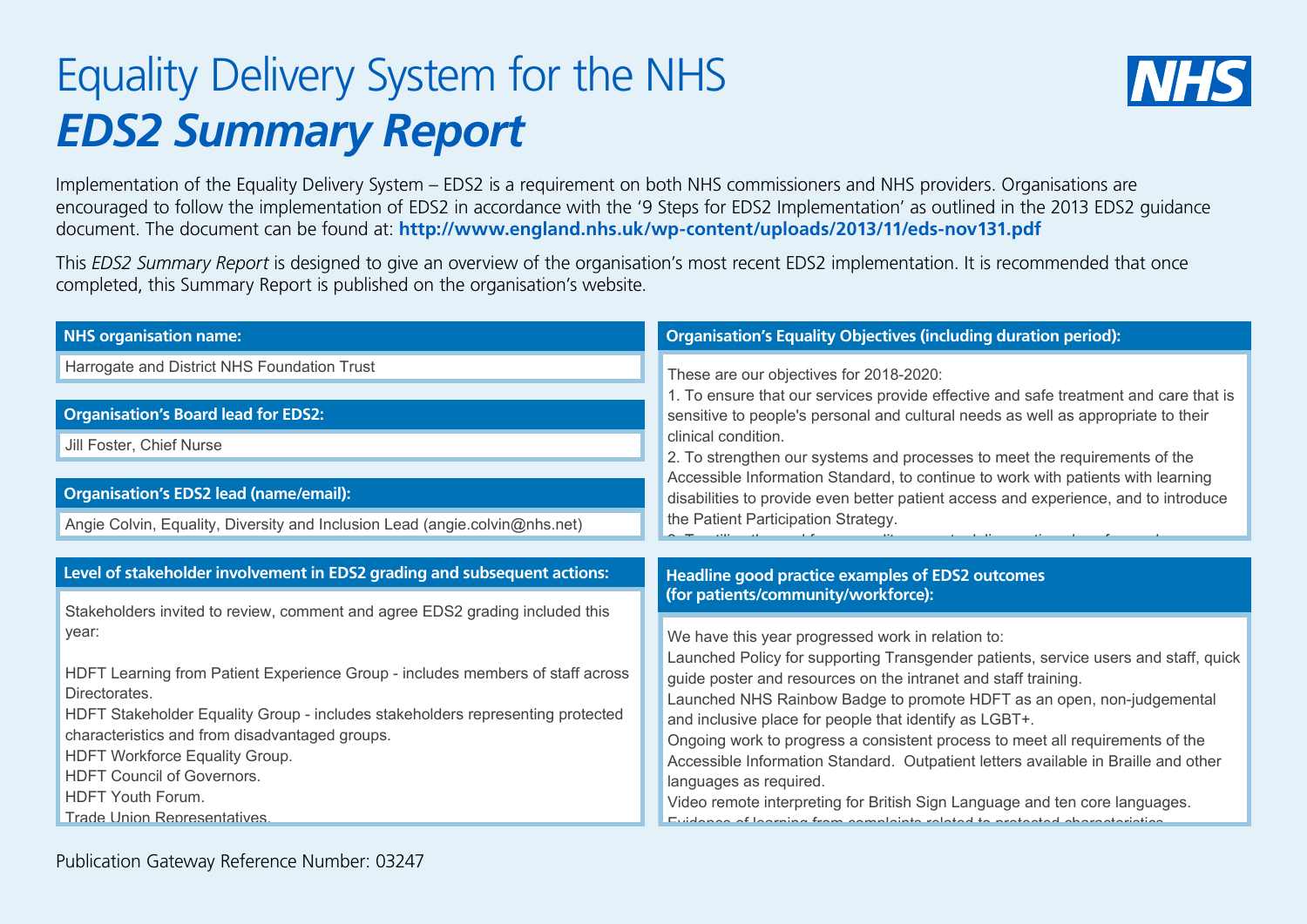# Equality Delivery System for the NHS

## *EDS2 Summary Report*

Implementation of the Equality Delivery System – EDS2 is a requirement on both NHS commissioners and NHS providers. Organisations are encouraged to follow the implementation of EDS2 in accordance with the '9 Steps for EDS2 Implementation' as outlined in the 2013 EDS2 guidance document. The document can be found at: **http://www.england.nhs.uk/wp-content/uploads/2013/11/eds-nov131.pdf**

This *EDS2 Summary Report* is designed to give an overview of the organisation's most recent EDS2 implementation. It is recommended that once completed, this Summary Report is published on the organisation's website.

### NHS organisation name:

Harrogate and District NHS Foundation Trust

### Organisation's Board lead for EDS2:

Jill Foster, Chief Nurse

### Organisation's EDS2 lead (name/email):

Angie Colvin, Equality, Diversity and Inclusion Lead (angie.colvin@nhs.net)

### Level of stakeholder involvement in EDS2 grading and subsequent actions:

Stakeholders invited to review, comment and agree EDS2 grading included this year:

HDFT Learning from Patient Experience Group - includes members of staff across Directorates.
HDFT Stakeholder Equality Group - includes stakeholders representing protected characteristics and from disadvantaged groups.
HDFT Workforce Equality Group.
HDFT Council of Governors.
HDFT Youth Forum.
Trade Union Representatives.

### Organisation's Equality Objectives (including duration period):

These are our objectives for 2018-2020:
1. To ensure that our services provide effective and safe treatment and care that is sensitive to people's personal and cultural needs as well as appropriate to their clinical condition.
2. To strengthen our systems and processes to meet the requirements of the Accessible Information Standard, to continue to work with patients with learning disabilities to provide even better patient access and experience, and to introduce the Patient Participation Strategy.

### Headline good practice examples of EDS2 outcomes (for patients/community/workforce):

We have this year progressed work in relation to:
Launched Policy for supporting Transgender patients, service users and staff, quick guide poster and resources on the intranet and staff training.
Launched NHS Rainbow Badge to promote HDFT as an open, non-judgemental and inclusive place for people that identify as LGBT+.
Ongoing work to progress a consistent process to meet all requirements of the Accessible Information Standard. Outpatient letters available in Braille and other languages as required.
Video remote interpreting for British Sign Language and ten core languages.

Publication Gateway Reference Number: 03247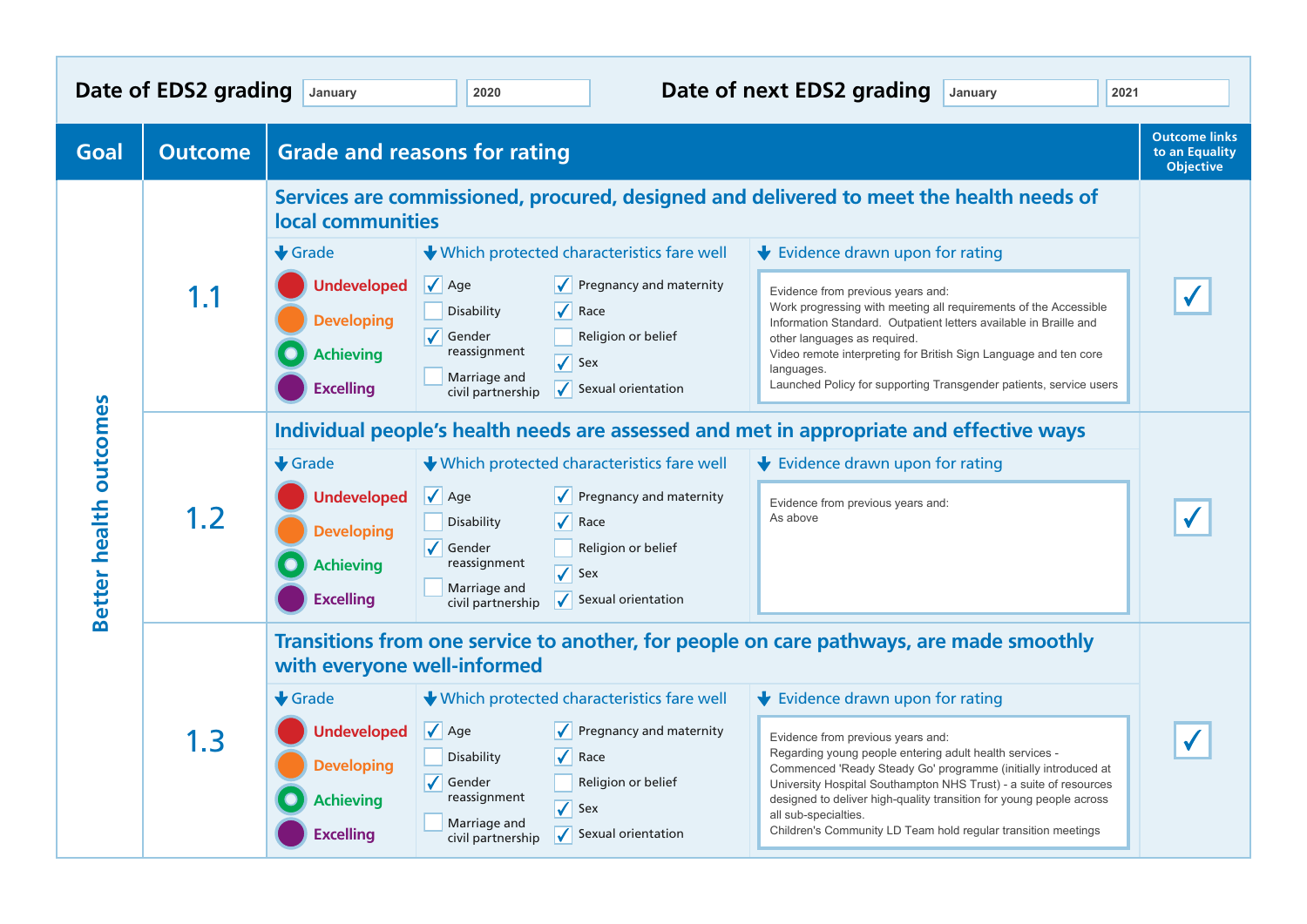**Date of EDS2 grading** January 2020 **Date of next EDS2 grading** January 2021

| Goal | Outcome | Grade and reasons for rating | Outcome links to an Equality Objective |
|---|---|---|---|
| Better health outcomes | 1.1 | **Services are commissioned, procured, designed and delivered to meet the health needs of local communities** | ✓ |

**Grade:** Undeveloped / Developing / Achieving (selected) / Excelling

**Which protected characteristics fare well**

- [x] Age
- [ ] Disability
- [x] Gender reassignment
- [ ] Marriage and civil partnership
- [x] Pregnancy and maternity
- [x] Race
- [ ] Religion or belief
- [x] Sex
- [x] Sexual orientation

**Evidence drawn upon for rating**

Evidence from previous years and:
Work progressing with meeting all requirements of the Accessible Information Standard. Outpatient letters available in Braille and other languages as required.
Video remote interpreting for British Sign Language and ten core languages.
Launched Policy for supporting Transgender patients, service users

**Outcome links to an Equality Objective:** ✓

---

| Goal | Outcome | Grade and reasons for rating | Outcome links to an Equality Objective |
|---|---|---|---|
| Better health outcomes | 1.2 | **Individual people's health needs are assessed and met in appropriate and effective ways** | ✓ |

**Grade:** Undeveloped / Developing / Achieving (selected) / Excelling

**Which protected characteristics fare well**

- [x] Age
- [ ] Disability
- [x] Gender reassignment
- [ ] Marriage and civil partnership
- [x] Pregnancy and maternity
- [x] Race
- [ ] Religion or belief
- [x] Sex
- [x] Sexual orientation

**Evidence drawn upon for rating**

Evidence from previous years and:
As above

**Outcome links to an Equality Objective:** ✓

---

| Goal | Outcome | Grade and reasons for rating | Outcome links to an Equality Objective |
|---|---|---|---|
| Better health outcomes | 1.3 | **Transitions from one service to another, for people on care pathways, are made smoothly with everyone well-informed** | ✓ |

**Grade:** Undeveloped / Developing / Achieving (selected) / Excelling

**Which protected characteristics fare well**

- [x] Age
- [ ] Disability
- [x] Gender reassignment
- [ ] Marriage and civil partnership
- [x] Pregnancy and maternity
- [x] Race
- [ ] Religion or belief
- [x] Sex
- [x] Sexual orientation

**Evidence drawn upon for rating**

Evidence from previous years and:
Regarding young people entering adult health services - Commenced 'Ready Steady Go' programme (initially introduced at University Hospital Southampton NHS Trust) - a suite of resources designed to deliver high-quality transition for young people across all sub-specialties.
Children's Community LD Team hold regular transition meetings

**Outcome links to an Equality Objective:** ✓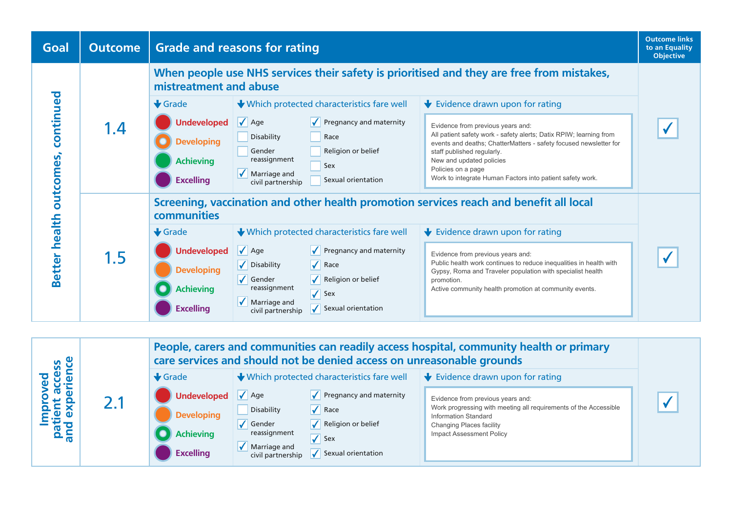| Goal | Outcome | Grade and reasons for rating | Outcome links to an Equality Objective |
|---|---|---|---|
| Better health outcomes, continued | 1.4 | **When people use NHS services their safety is prioritised and they are free from mistakes, mistreatment and abuse** | ✓ |
| | | **Grade:** Developing | |
| | | **Which protected characteristics fare well:** ✓ Age; ☐ Disability; ☐ Gender reassignment; ✓ Marriage and civil partnership; ✓ Pregnancy and maternity; ☐ Race; ☐ Religion or belief; ☐ Sex; ☐ Sexual orientation | |
| | | **Evidence drawn upon for rating:** Evidence from previous years and: All patient safety work - safety alerts; Datix RPIW; learning from events and deaths; ChatterMatters - safety focused newsletter for staff published regularly. New and updated policies. Policies on a page. Work to integrate Human Factors into patient safety work. | |
| | 1.5 | **Screening, vaccination and other health promotion services reach and benefit all local communities** | ✓ |
| | | **Grade:** Achieving | |
| | | **Which protected characteristics fare well:** ✓ Age; ✓ Disability; ✓ Gender reassignment; ✓ Marriage and civil partnership; ✓ Pregnancy and maternity; ✓ Race; ✓ Religion or belief; ✓ Sex; ✓ Sexual orientation | |
| | | **Evidence drawn upon for rating:** Evidence from previous years and: Public health work continues to reduce inequalities in health with Gypsy, Roma and Traveler population with specialist health promotion. Active community health promotion at community events. | |
| Improved patient access and experience | 2.1 | **People, carers and communities can readily access hospital, community health or primary care services and should not be denied access on unreasonable grounds** | ✓ |
| | | **Grade:** Achieving | |
| | | **Which protected characteristics fare well:** ✓ Age; ☐ Disability; ✓ Gender reassignment; ✓ Marriage and civil partnership; ✓ Pregnancy and maternity; ✓ Race; ✓ Religion or belief; ✓ Sex; ✓ Sexual orientation | |
| | | **Evidence drawn upon for rating:** Evidence from previous years and: Work progressing with meeting all requirements of the Accessible Information Standard. Changing Places facility. Impact Assessment Policy | |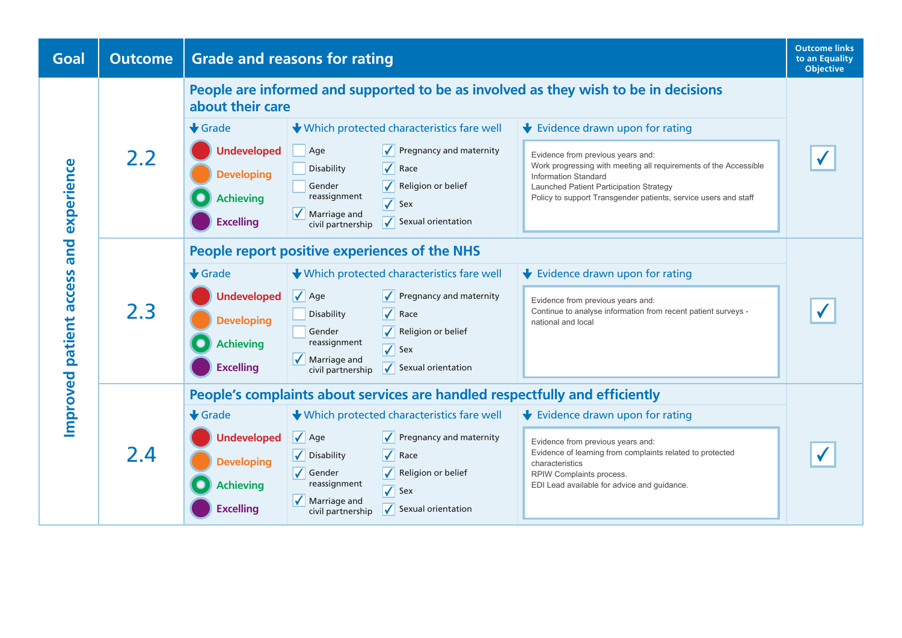| Goal | Outcome | Grade and reasons for rating | | | Outcome links to an Equality Objective |
|---|---|---|---|---|---|
| Improved patient access and experience | 2.2 | **People are informed and supported to be as involved as they wish to be in decisions about their care** | | | |
| | | **Grade**<br>Undeveloped<br>Developing<br>Achieving<br>Excelling | **Which protected characteristics fare well**<br>☐ Age<br>☐ Disability<br>☐ Gender reassignment<br>✓ Marriage and civil partnership<br>✓ Pregnancy and maternity<br>✓ Race<br>✓ Religion or belief<br>✓ Sex<br>✓ Sexual orientation | **Evidence drawn upon for rating**<br>Evidence from previous years and:<br>Work progressing with meeting all requirements of the Accessible Information Standard<br>Launched Patient Participation Strategy<br>Policy to support Transgender patients, service users and staff | ✓ |
| | 2.3 | **People report positive experiences of the NHS** | | | |
| | | **Grade**<br>Undeveloped<br>Developing<br>Achieving<br>Excelling | **Which protected characteristics fare well**<br>✓ Age<br>☐ Disability<br>☐ Gender reassignment<br>✓ Marriage and civil partnership<br>✓ Pregnancy and maternity<br>✓ Race<br>✓ Religion or belief<br>✓ Sex<br>✓ Sexual orientation | **Evidence drawn upon for rating**<br>Evidence from previous years and:<br>Continue to analyse information from recent patient surveys - national and local | ✓ |
| | 2.4 | **People's complaints about services are handled respectfully and efficiently** | | | |
| | | **Grade**<br>Undeveloped<br>Developing<br>Achieving<br>Excelling | **Which protected characteristics fare well**<br>✓ Age<br>✓ Disability<br>✓ Gender reassignment<br>✓ Marriage and civil partnership<br>✓ Pregnancy and maternity<br>✓ Race<br>✓ Religion or belief<br>✓ Sex<br>✓ Sexual orientation | **Evidence drawn upon for rating**<br>Evidence from previous years and:<br>Evidence of learning from complaints related to protected characteristics<br>RPIW Complaints process.<br>EDI Lead available for advice and guidance. | ✓ |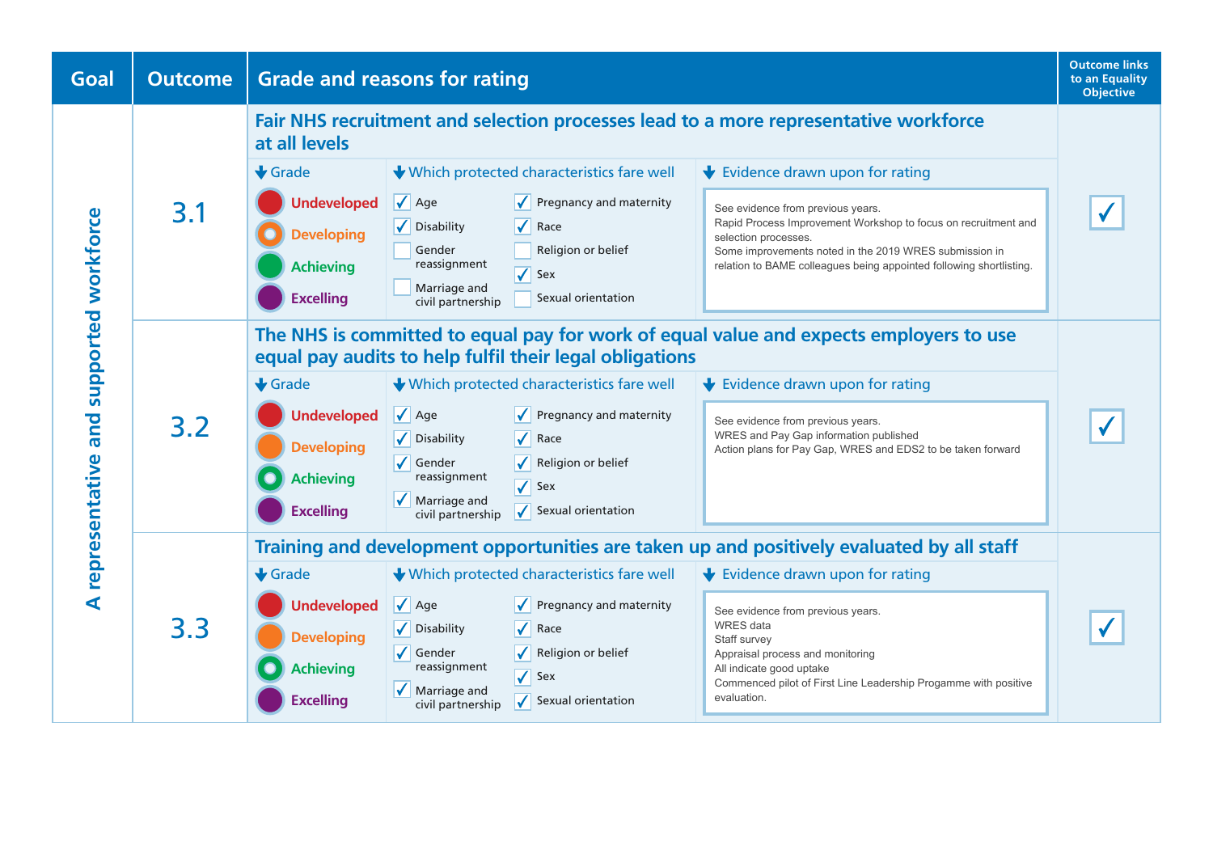| Goal | Outcome | Grade and reasons for rating | | | Outcome links to an Equality Objective |
|---|---|---|---|---|---|
| A representative and supported workforce | 3.1 | **Fair NHS recruitment and selection processes lead to a more representative workforce at all levels** | | | |
| | | **Grade** | **Which protected characteristics fare well** | **Evidence drawn upon for rating** | |
| | | Undeveloped<br>Developing (selected)<br>Achieving<br>Excelling | ✓ Age<br>✓ Disability<br>☐ Gender reassignment<br>☐ Marriage and civil partnership<br>✓ Pregnancy and maternity<br>✓ Race<br>☐ Religion or belief<br>✓ Sex<br>☐ Sexual orientation | See evidence from previous years.<br>Rapid Process Improvement Workshop to focus on recruitment and selection processes.<br>Some improvements noted in the 2019 WRES submission in relation to BAME colleagues being appointed following shortlisting. | ✓ |
| | 3.2 | **The NHS is committed to equal pay for work of equal value and expects employers to use equal pay audits to help fulfil their legal obligations** | | | |
| | | **Grade** | **Which protected characteristics fare well** | **Evidence drawn upon for rating** | |
| | | Undeveloped<br>Developing<br>Achieving (selected)<br>Excelling | ✓ Age<br>✓ Disability<br>✓ Gender reassignment<br>✓ Marriage and civil partnership<br>✓ Pregnancy and maternity<br>✓ Race<br>✓ Religion or belief<br>✓ Sex<br>✓ Sexual orientation | See evidence from previous years.<br>WRES and Pay Gap information published<br>Action plans for Pay Gap, WRES and EDS2 to be taken forward | ✓ |
| | 3.3 | **Training and development opportunities are taken up and positively evaluated by all staff** | | | |
| | | **Grade** | **Which protected characteristics fare well** | **Evidence drawn upon for rating** | |
| | | Undeveloped<br>Developing<br>Achieving (selected)<br>Excelling | ✓ Age<br>✓ Disability<br>✓ Gender reassignment<br>✓ Marriage and civil partnership<br>✓ Pregnancy and maternity<br>✓ Race<br>✓ Religion or belief<br>✓ Sex<br>✓ Sexual orientation | See evidence from previous years.<br>WRES data<br>Staff survey<br>Appraisal process and monitoring<br>All indicate good uptake<br>Commenced pilot of First Line Leadership Progamme with positive evaluation. | ✓ |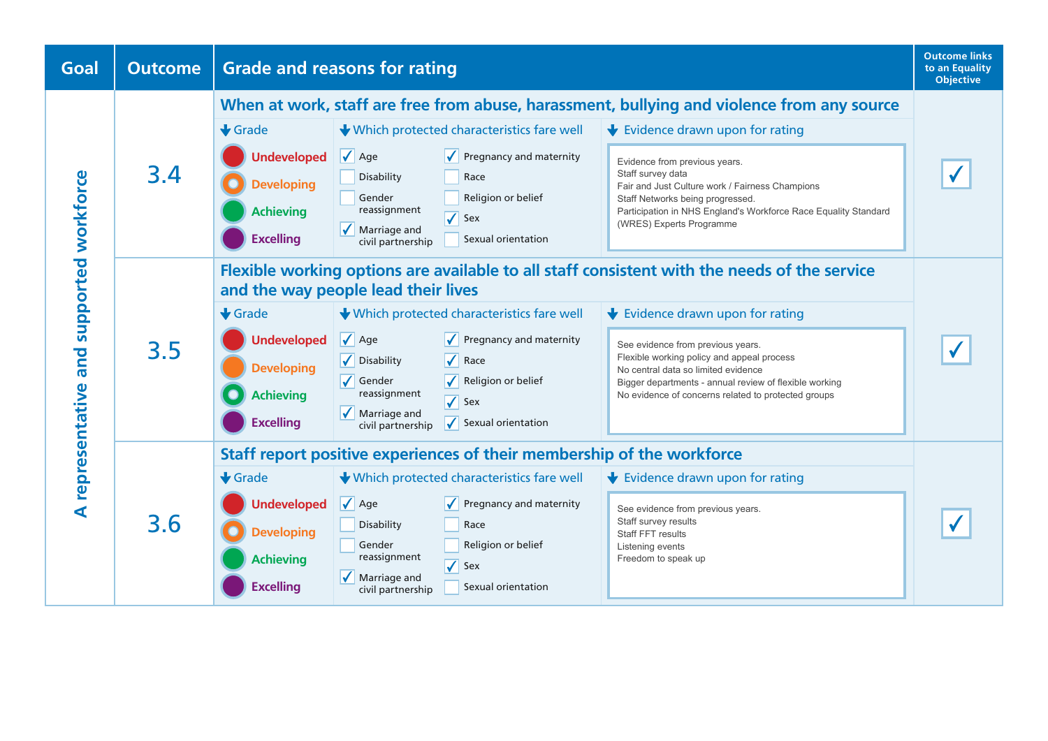| Goal | Outcome | Grade and reasons for rating | | | Outcome links to an Equality Objective |
|---|---|---|---|---|---|
| | | **Grade** | **Which protected characteristics fare well** | **Evidence drawn upon for rating** | |
| A representative and supported workforce | 3.4 When at work, staff are free from abuse, harassment, bullying and violence from any source | Developing | ✓ Age<br>☐ Disability<br>☐ Gender reassignment<br>✓ Marriage and civil partnership<br>✓ Pregnancy and maternity<br>☐ Race<br>☐ Religion or belief<br>✓ Sex<br>☐ Sexual orientation | Evidence from previous years.<br>Staff survey data<br>Fair and Just Culture work / Fairness Champions<br>Staff Networks being progressed.<br>Participation in NHS England's Workforce Race Equality Standard (WRES) Experts Programme | ✓ |
| | 3.5 Flexible working options are available to all staff consistent with the needs of the service and the way people lead their lives | Achieving | ✓ Age<br>✓ Disability<br>✓ Gender reassignment<br>✓ Marriage and civil partnership<br>✓ Pregnancy and maternity<br>✓ Race<br>✓ Religion or belief<br>✓ Sex<br>✓ Sexual orientation | See evidence from previous years.<br>Flexible working policy and appeal process<br>No central data so limited evidence<br>Bigger departments - annual review of flexible working<br>No evidence of concerns related to protected groups | ✓ |
| | 3.6 Staff report positive experiences of their membership of the workforce | Developing | ✓ Age<br>☐ Disability<br>☐ Gender reassignment<br>✓ Marriage and civil partnership<br>✓ Pregnancy and maternity<br>☐ Race<br>☐ Religion or belief<br>✓ Sex<br>☐ Sexual orientation | See evidence from previous years.<br>Staff survey results<br>Staff FFT results<br>Listening events<br>Freedom to speak up | ✓ |

Grade scale: Undeveloped, Developing, Achieving, Excelling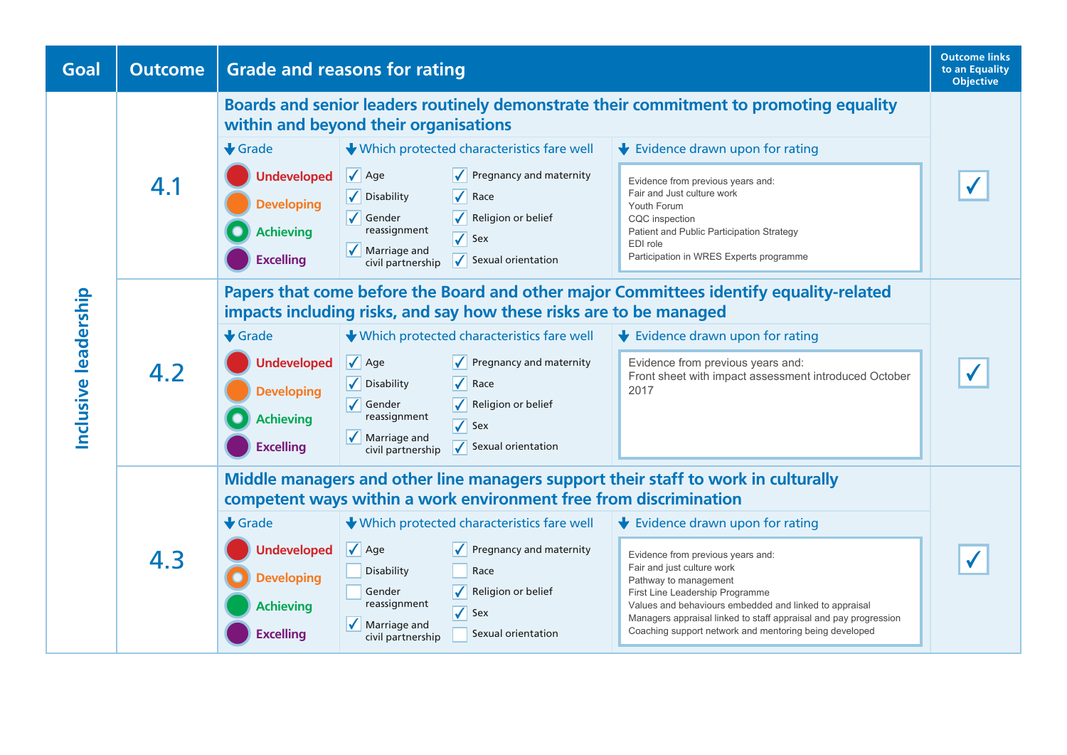| Goal | Outcome | Grade and reasons for rating | | | Outcome links to an Equality Objective |
|---|---|---|---|---|---|
| Inclusive leadership | 4.1 | **Boards and senior leaders routinely demonstrate their commitment to promoting equality within and beyond their organisations** | | | |
| | | **Grade:** Achieving (options: Undeveloped, Developing, Achieving, Excelling) | **Which protected characteristics fare well:** ✓ Age, ✓ Disability, ✓ Gender reassignment, ✓ Marriage and civil partnership, ✓ Pregnancy and maternity, ✓ Race, ✓ Religion or belief, ✓ Sex, ✓ Sexual orientation | **Evidence drawn upon for rating:** Evidence from previous years and: Fair and Just culture work; Youth Forum; CQC inspection; Patient and Public Participation Strategy; EDI role; Participation in WRES Experts programme | ✓ |
| | 4.2 | **Papers that come before the Board and other major Committees identify equality-related impacts including risks, and say how these risks are to be managed** | | | |
| | | **Grade:** Achieving (options: Undeveloped, Developing, Achieving, Excelling) | **Which protected characteristics fare well:** ✓ Age, ✓ Disability, ✓ Gender reassignment, ✓ Marriage and civil partnership, ✓ Pregnancy and maternity, ✓ Race, ✓ Religion or belief, ✓ Sex, ✓ Sexual orientation | **Evidence drawn upon for rating:** Evidence from previous years and: Front sheet with impact assessment introduced October 2017 | ✓ |
| | 4.3 | **Middle managers and other line managers support their staff to work in culturally competent ways within a work environment free from discrimination** | | | |
| | | **Grade:** Developing (options: Undeveloped, Developing, Achieving, Excelling) | **Which protected characteristics fare well:** ✓ Age, ☐ Disability, ☐ Gender reassignment, ✓ Marriage and civil partnership, ✓ Pregnancy and maternity, ☐ Race, ✓ Religion or belief, ✓ Sex, ☐ Sexual orientation | **Evidence drawn upon for rating:** Evidence from previous years and: Fair and just culture work; Pathway to management; First Line Leadership Programme; Values and behaviours embedded and linked to appraisal; Managers appraisal linked to staff appraisal and pay progression; Coaching support network and mentoring being developed | ✓ |